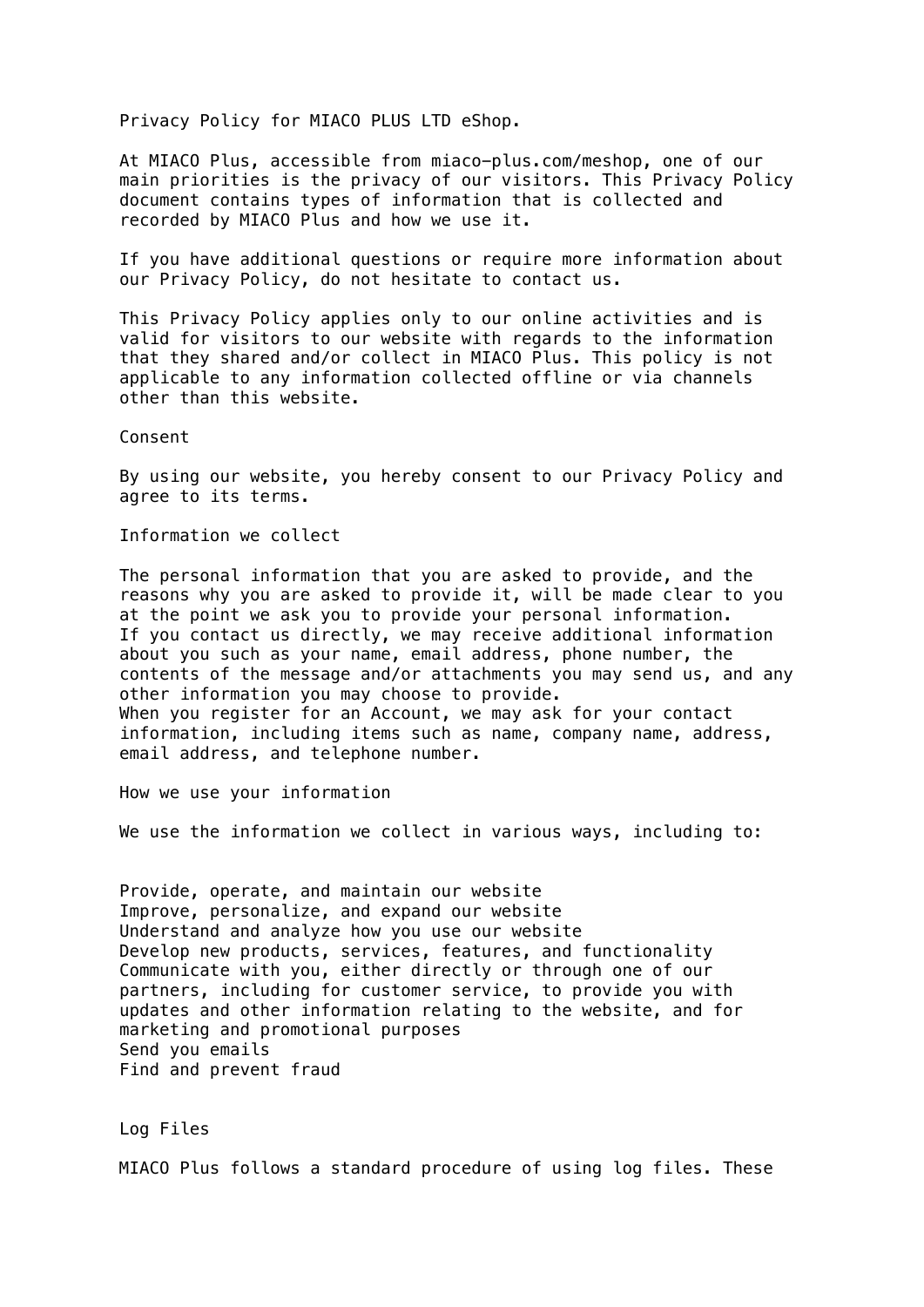# Privacy Policy for MIACO PLUS LTD eShop.

At MIACO Plus, accessible from miaco-plus.com/meshop, one of our main priorities is the privacy of our visitors. This Privacy Policy document contains types of information that is collected and recorded by MIACO Plus and how we use it.

If you have additional questions or require more information about our Privacy Policy, do not hesitate to contact us.

This Privacy Policy applies only to our online activities and is valid for visitors to our website with regards to the information that they shared and/or collect in MIACO Plus. This policy is not applicable to any information collected offline or via channels other than this website.

## Consent

By using our website, you hereby consent to our Privacy Policy and agree to its terms.

## Information we collect

The personal information that you are asked to provide, and the reasons why you are asked to provide it, will be made clear to you at the point we ask you to provide your personal information.
If you contact us directly, we may receive additional information about you such as your name, email address, phone number, the contents of the message and/or attachments you may send us, and any other information you may choose to provide.
When you register for an Account, we may ask for your contact information, including items such as name, company name, address, email address, and telephone number.

## How we use your information

We use the information we collect in various ways, including to:

- Provide, operate, and maintain our website
- Improve, personalize, and expand our website
- Understand and analyze how you use our website
- Develop new products, services, features, and functionality
- Communicate with you, either directly or through one of our partners, including for customer service, to provide you with updates and other information relating to the website, and for marketing and promotional purposes
- Send you emails
- Find and prevent fraud

## Log Files

MIACO Plus follows a standard procedure of using log files. These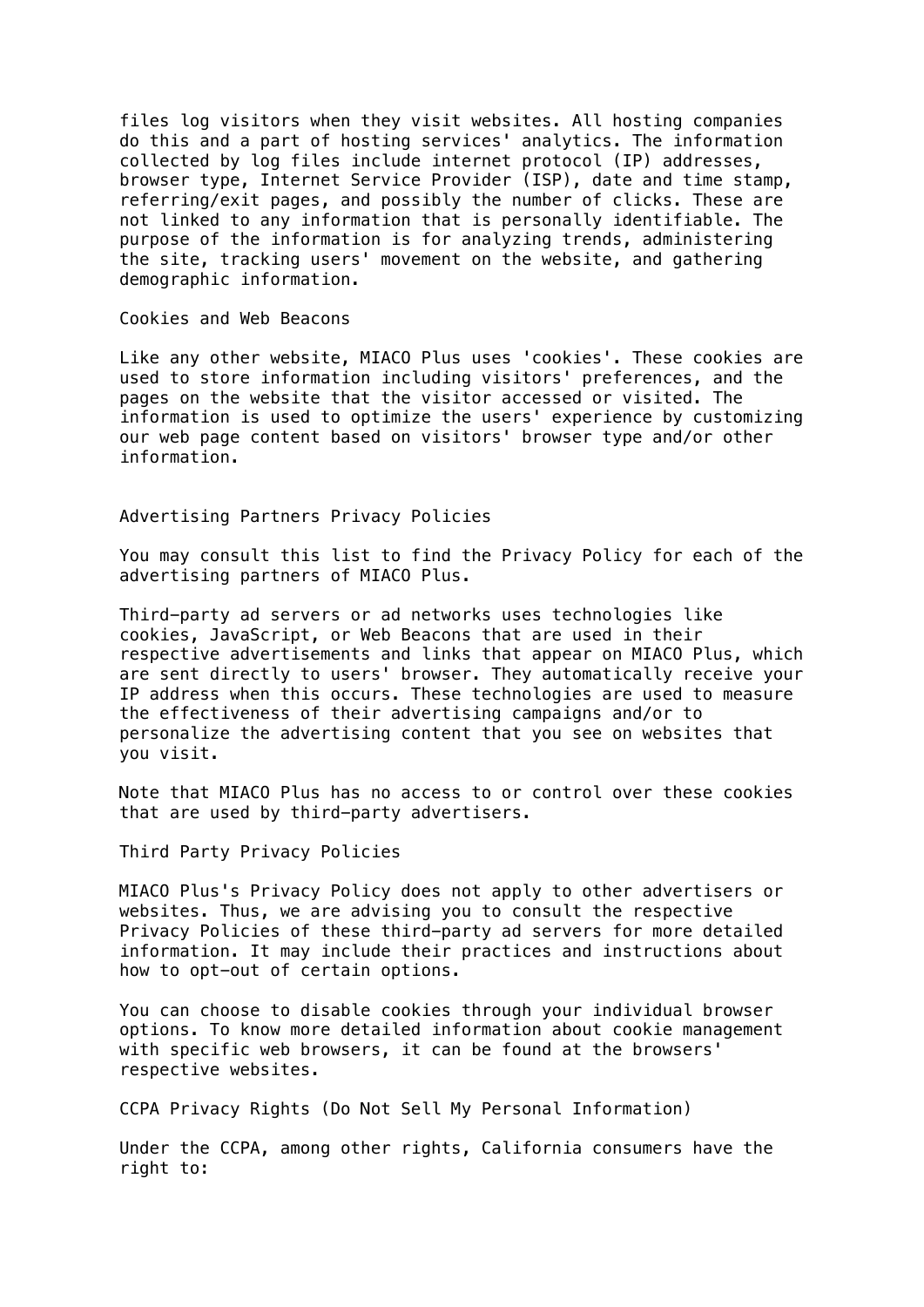files log visitors when they visit websites. All hosting companies do this and a part of hosting services' analytics. The information collected by log files include internet protocol (IP) addresses, browser type, Internet Service Provider (ISP), date and time stamp, referring/exit pages, and possibly the number of clicks. These are not linked to any information that is personally identifiable. The purpose of the information is for analyzing trends, administering the site, tracking users' movement on the website, and gathering demographic information.

## Cookies and Web Beacons

Like any other website, MIACO Plus uses 'cookies'. These cookies are used to store information including visitors' preferences, and the pages on the website that the visitor accessed or visited. The information is used to optimize the users' experience by customizing our web page content based on visitors' browser type and/or other information.

## Advertising Partners Privacy Policies

You may consult this list to find the Privacy Policy for each of the advertising partners of MIACO Plus.

Third-party ad servers or ad networks uses technologies like cookies, JavaScript, or Web Beacons that are used in their respective advertisements and links that appear on MIACO Plus, which are sent directly to users' browser. They automatically receive your IP address when this occurs. These technologies are used to measure the effectiveness of their advertising campaigns and/or to personalize the advertising content that you see on websites that you visit.

Note that MIACO Plus has no access to or control over these cookies that are used by third-party advertisers.

## Third Party Privacy Policies

MIACO Plus's Privacy Policy does not apply to other advertisers or websites. Thus, we are advising you to consult the respective Privacy Policies of these third-party ad servers for more detailed information. It may include their practices and instructions about how to opt-out of certain options.

You can choose to disable cookies through your individual browser options. To know more detailed information about cookie management with specific web browsers, it can be found at the browsers' respective websites.

## CCPA Privacy Rights (Do Not Sell My Personal Information)

Under the CCPA, among other rights, California consumers have the right to: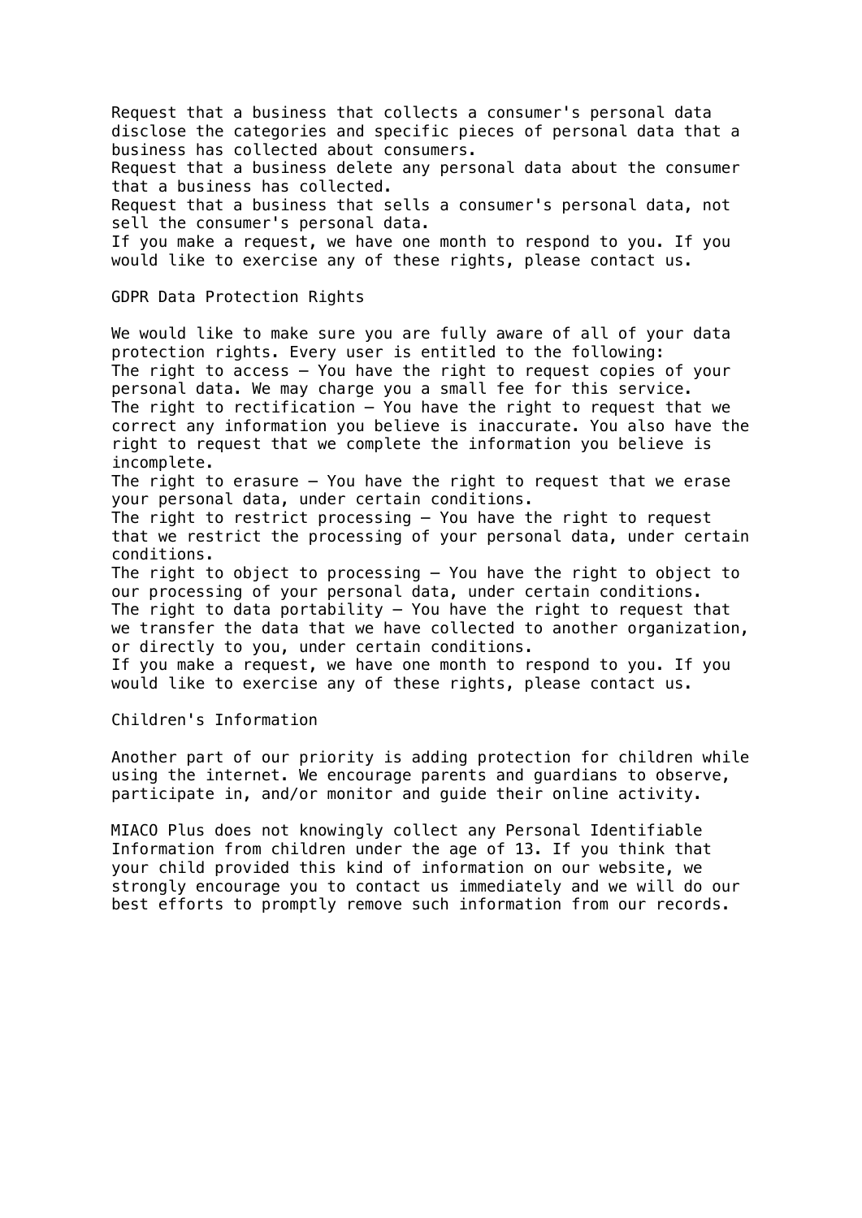Request that a business that collects a consumer's personal data disclose the categories and specific pieces of personal data that a business has collected about consumers.
Request that a business delete any personal data about the consumer that a business has collected.
Request that a business that sells a consumer's personal data, not sell the consumer's personal data.
If you make a request, we have one month to respond to you. If you would like to exercise any of these rights, please contact us.

## GDPR Data Protection Rights

We would like to make sure you are fully aware of all of your data protection rights. Every user is entitled to the following:
The right to access – You have the right to request copies of your personal data. We may charge you a small fee for this service.
The right to rectification – You have the right to request that we correct any information you believe is inaccurate. You also have the right to request that we complete the information you believe is incomplete.
The right to erasure – You have the right to request that we erase your personal data, under certain conditions.
The right to restrict processing – You have the right to request that we restrict the processing of your personal data, under certain conditions.
The right to object to processing – You have the right to object to our processing of your personal data, under certain conditions.
The right to data portability – You have the right to request that we transfer the data that we have collected to another organization, or directly to you, under certain conditions.
If you make a request, we have one month to respond to you. If you would like to exercise any of these rights, please contact us.

## Children's Information

Another part of our priority is adding protection for children while using the internet. We encourage parents and guardians to observe, participate in, and/or monitor and guide their online activity.

MIACO Plus does not knowingly collect any Personal Identifiable Information from children under the age of 13. If you think that your child provided this kind of information on our website, we strongly encourage you to contact us immediately and we will do our best efforts to promptly remove such information from our records.